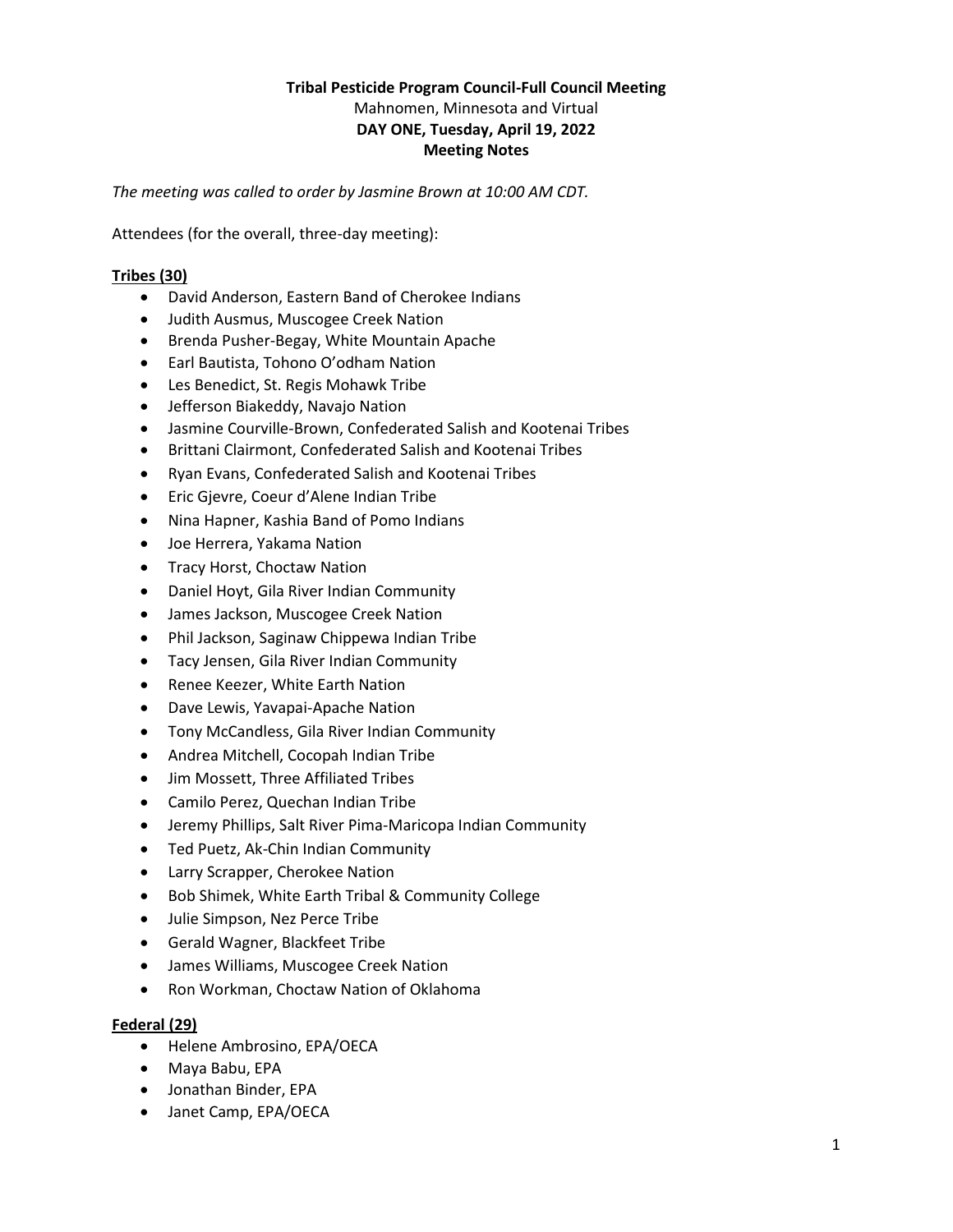**Tribal Pesticide Program Council-Full Council Meeting**
Mahnomen, Minnesota and Virtual
**DAY ONE, Tuesday, April 19, 2022**
**Meeting Notes**

*The meeting was called to order by Jasmine Brown at 10:00 AM CDT.*

Attendees (for the overall, three-day meeting):

**Tribes (30)**

- David Anderson, Eastern Band of Cherokee Indians
- Judith Ausmus, Muscogee Creek Nation
- Brenda Pusher-Begay, White Mountain Apache
- Earl Bautista, Tohono O'odham Nation
- Les Benedict, St. Regis Mohawk Tribe
- Jefferson Biakeddy, Navajo Nation
- Jasmine Courville-Brown, Confederated Salish and Kootenai Tribes
- Brittani Clairmont, Confederated Salish and Kootenai Tribes
- Ryan Evans, Confederated Salish and Kootenai Tribes
- Eric Gjevre, Coeur d'Alene Indian Tribe
- Nina Hapner, Kashia Band of Pomo Indians
- Joe Herrera, Yakama Nation
- Tracy Horst, Choctaw Nation
- Daniel Hoyt, Gila River Indian Community
- James Jackson, Muscogee Creek Nation
- Phil Jackson, Saginaw Chippewa Indian Tribe
- Tacy Jensen, Gila River Indian Community
- Renee Keezer, White Earth Nation
- Dave Lewis, Yavapai-Apache Nation
- Tony McCandless, Gila River Indian Community
- Andrea Mitchell, Cocopah Indian Tribe
- Jim Mossett, Three Affiliated Tribes
- Camilo Perez, Quechan Indian Tribe
- Jeremy Phillips, Salt River Pima-Maricopa Indian Community
- Ted Puetz, Ak-Chin Indian Community
- Larry Scrapper, Cherokee Nation
- Bob Shimek, White Earth Tribal & Community College
- Julie Simpson, Nez Perce Tribe
- Gerald Wagner, Blackfeet Tribe
- James Williams, Muscogee Creek Nation
- Ron Workman, Choctaw Nation of Oklahoma

**Federal (29)**

- Helene Ambrosino, EPA/OECA
- Maya Babu, EPA
- Jonathan Binder, EPA
- Janet Camp, EPA/OECA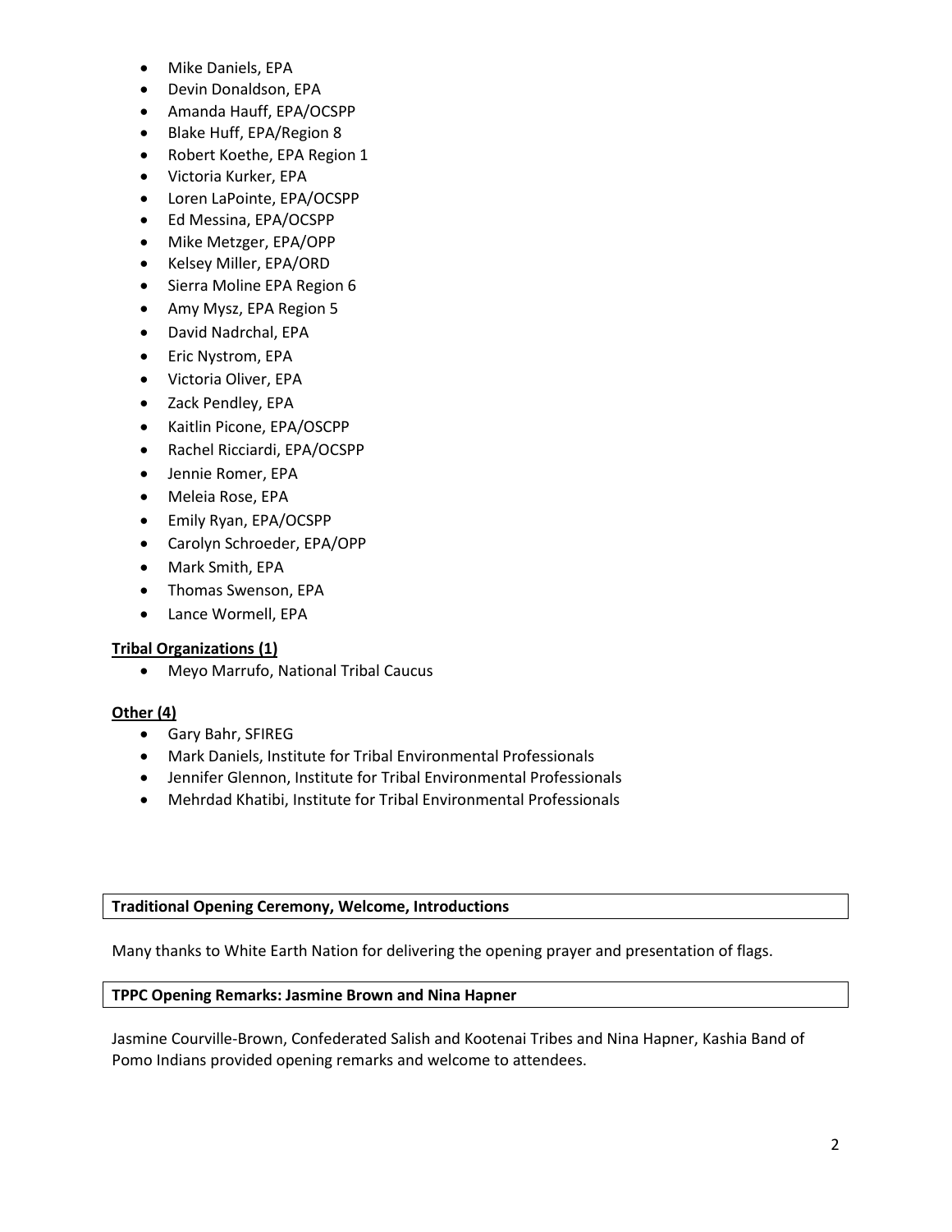- Mike Daniels, EPA
- Devin Donaldson, EPA
- Amanda Hauff, EPA/OCSPP
- Blake Huff, EPA/Region 8
- Robert Koethe, EPA Region 1
- Victoria Kurker, EPA
- Loren LaPointe, EPA/OCSPP
- Ed Messina, EPA/OCSPP
- Mike Metzger, EPA/OPP
- Kelsey Miller, EPA/ORD
- Sierra Moline EPA Region 6
- Amy Mysz, EPA Region 5
- David Nadrchal, EPA
- Eric Nystrom, EPA
- Victoria Oliver, EPA
- Zack Pendley, EPA
- Kaitlin Picone, EPA/OSCPP
- Rachel Ricciardi, EPA/OCSPP
- Jennie Romer, EPA
- Meleia Rose, EPA
- Emily Ryan, EPA/OCSPP
- Carolyn Schroeder, EPA/OPP
- Mark Smith, EPA
- Thomas Swenson, EPA
- Lance Wormell, EPA

**Tribal Organizations (1)**

- Meyo Marrufo, National Tribal Caucus

**Other (4)**

- Gary Bahr, SFIREG
- Mark Daniels, Institute for Tribal Environmental Professionals
- Jennifer Glennon, Institute for Tribal Environmental Professionals
- Mehrdad Khatibi, Institute for Tribal Environmental Professionals

## Traditional Opening Ceremony, Welcome, Introductions

Many thanks to White Earth Nation for delivering the opening prayer and presentation of flags.

## TPPC Opening Remarks: Jasmine Brown and Nina Hapner

Jasmine Courville-Brown, Confederated Salish and Kootenai Tribes and Nina Hapner, Kashia Band of Pomo Indians provided opening remarks and welcome to attendees.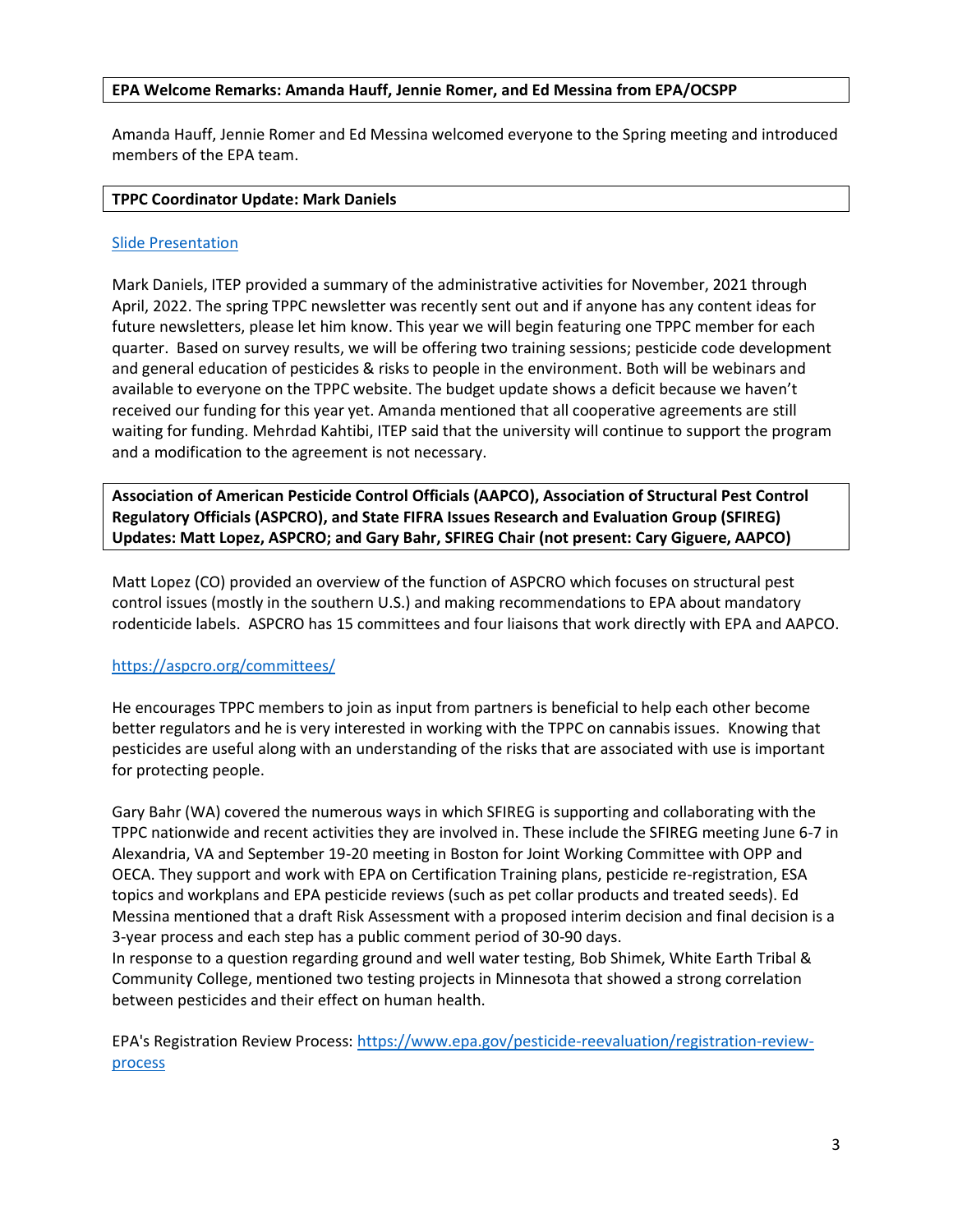**EPA Welcome Remarks: Amanda Hauff, Jennie Romer, and Ed Messina from EPA/OCSPP**

Amanda Hauff, Jennie Romer and Ed Messina welcomed everyone to the Spring meeting and introduced members of the EPA team.

**TPPC Coordinator Update: Mark Daniels**

[Slide Presentation]

Mark Daniels, ITEP provided a summary of the administrative activities for November, 2021 through April, 2022. The spring TPPC newsletter was recently sent out and if anyone has any content ideas for future newsletters, please let him know. This year we will begin featuring one TPPC member for each quarter. Based on survey results, we will be offering two training sessions; pesticide code development and general education of pesticides & risks to people in the environment. Both will be webinars and available to everyone on the TPPC website. The budget update shows a deficit because we haven't received our funding for this year yet. Amanda mentioned that all cooperative agreements are still waiting for funding. Mehrdad Kahtibi, ITEP said that the university will continue to support the program and a modification to the agreement is not necessary.

**Association of American Pesticide Control Officials (AAPCO), Association of Structural Pest Control Regulatory Officials (ASPCRO), and State FIFRA Issues Research and Evaluation Group (SFIREG) Updates: Matt Lopez, ASPCRO; and Gary Bahr, SFIREG Chair (not present: Cary Giguere, AAPCO)**

Matt Lopez (CO) provided an overview of the function of ASPCRO which focuses on structural pest control issues (mostly in the southern U.S.) and making recommendations to EPA about mandatory rodenticide labels. ASPCRO has 15 committees and four liaisons that work directly with EPA and AAPCO.

https://aspcro.org/committees/

He encourages TPPC members to join as input from partners is beneficial to help each other become better regulators and he is very interested in working with the TPPC on cannabis issues. Knowing that pesticides are useful along with an understanding of the risks that are associated with use is important for protecting people.

Gary Bahr (WA) covered the numerous ways in which SFIREG is supporting and collaborating with the TPPC nationwide and recent activities they are involved in. These include the SFIREG meeting June 6-7 in Alexandria, VA and September 19-20 meeting in Boston for Joint Working Committee with OPP and OECA. They support and work with EPA on Certification Training plans, pesticide re-registration, ESA topics and workplans and EPA pesticide reviews (such as pet collar products and treated seeds). Ed Messina mentioned that a draft Risk Assessment with a proposed interim decision and final decision is a 3-year process and each step has a public comment period of 30-90 days.
In response to a question regarding ground and well water testing, Bob Shimek, White Earth Tribal & Community College, mentioned two testing projects in Minnesota that showed a strong correlation between pesticides and their effect on human health.

EPA's Registration Review Process: https://www.epa.gov/pesticide-reevaluation/registration-review-process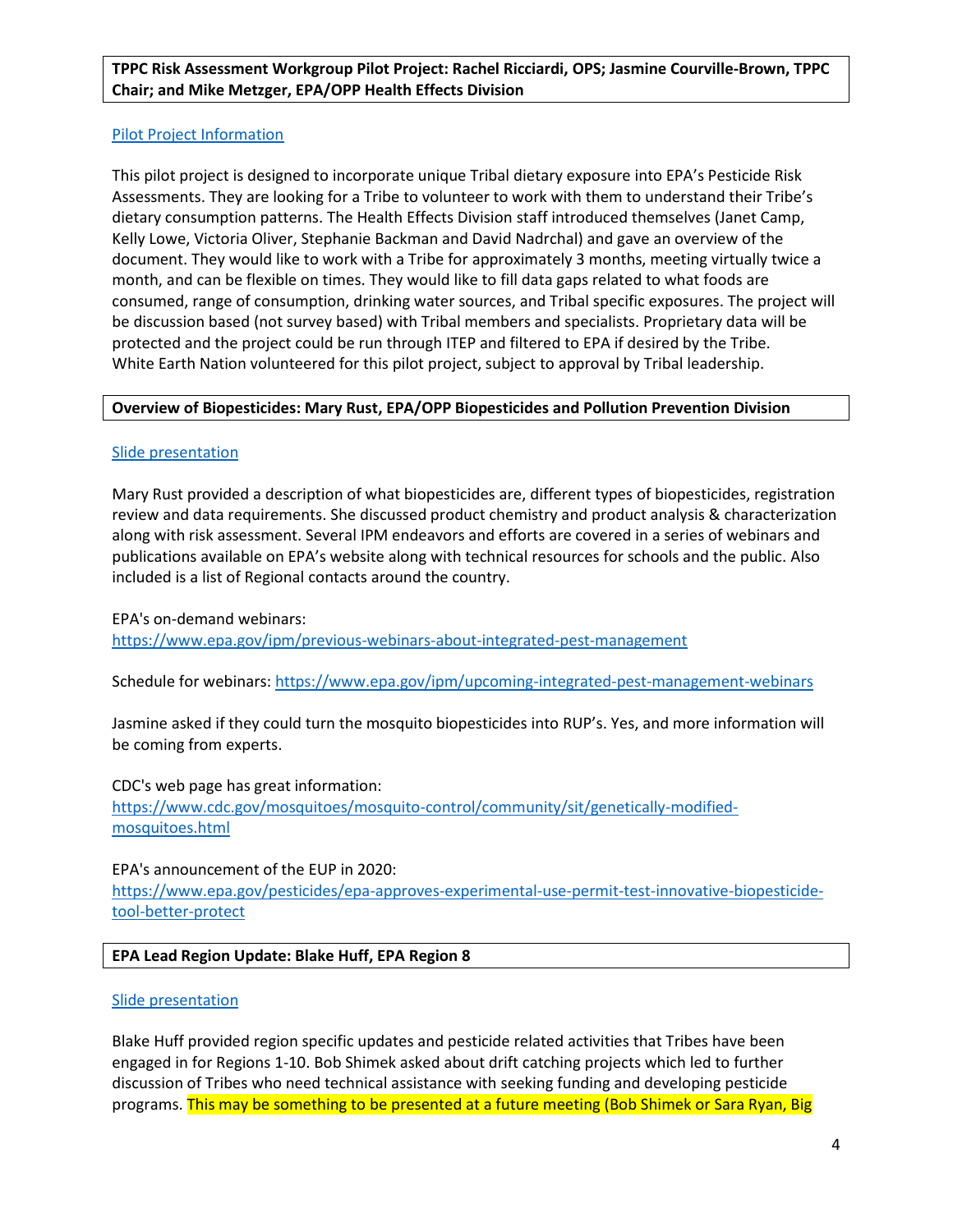**TPPC Risk Assessment Workgroup Pilot Project: Rachel Ricciardi, OPS; Jasmine Courville-Brown, TPPC Chair; and Mike Metzger, EPA/OPP Health Effects Division**

Pilot Project Information

This pilot project is designed to incorporate unique Tribal dietary exposure into EPA's Pesticide Risk Assessments. They are looking for a Tribe to volunteer to work with them to understand their Tribe's dietary consumption patterns. The Health Effects Division staff introduced themselves (Janet Camp, Kelly Lowe, Victoria Oliver, Stephanie Backman and David Nadrchal) and gave an overview of the document. They would like to work with a Tribe for approximately 3 months, meeting virtually twice a month, and can be flexible on times. They would like to fill data gaps related to what foods are consumed, range of consumption, drinking water sources, and Tribal specific exposures. The project will be discussion based (not survey based) with Tribal members and specialists. Proprietary data will be protected and the project could be run through ITEP and filtered to EPA if desired by the Tribe. White Earth Nation volunteered for this pilot project, subject to approval by Tribal leadership.

**Overview of Biopesticides: Mary Rust, EPA/OPP Biopesticides and Pollution Prevention Division**

Slide presentation

Mary Rust provided a description of what biopesticides are, different types of biopesticides, registration review and data requirements. She discussed product chemistry and product analysis & characterization along with risk assessment. Several IPM endeavors and efforts are covered in a series of webinars and publications available on EPA's website along with technical resources for schools and the public. Also included is a list of Regional contacts around the country.

EPA's on-demand webinars:
https://www.epa.gov/ipm/previous-webinars-about-integrated-pest-management

Schedule for webinars: https://www.epa.gov/ipm/upcoming-integrated-pest-management-webinars

Jasmine asked if they could turn the mosquito biopesticides into RUP's. Yes, and more information will be coming from experts.

CDC's web page has great information:
https://www.cdc.gov/mosquitoes/mosquito-control/community/sit/genetically-modified-mosquitoes.html

EPA's announcement of the EUP in 2020:
https://www.epa.gov/pesticides/epa-approves-experimental-use-permit-test-innovative-biopesticide-tool-better-protect

**EPA Lead Region Update: Blake Huff, EPA Region 8**

Slide presentation

Blake Huff provided region specific updates and pesticide related activities that Tribes have been engaged in for Regions 1-10. Bob Shimek asked about drift catching projects which led to further discussion of Tribes who need technical assistance with seeking funding and developing pesticide programs. This may be something to be presented at a future meeting (Bob Shimek or Sara Ryan, Big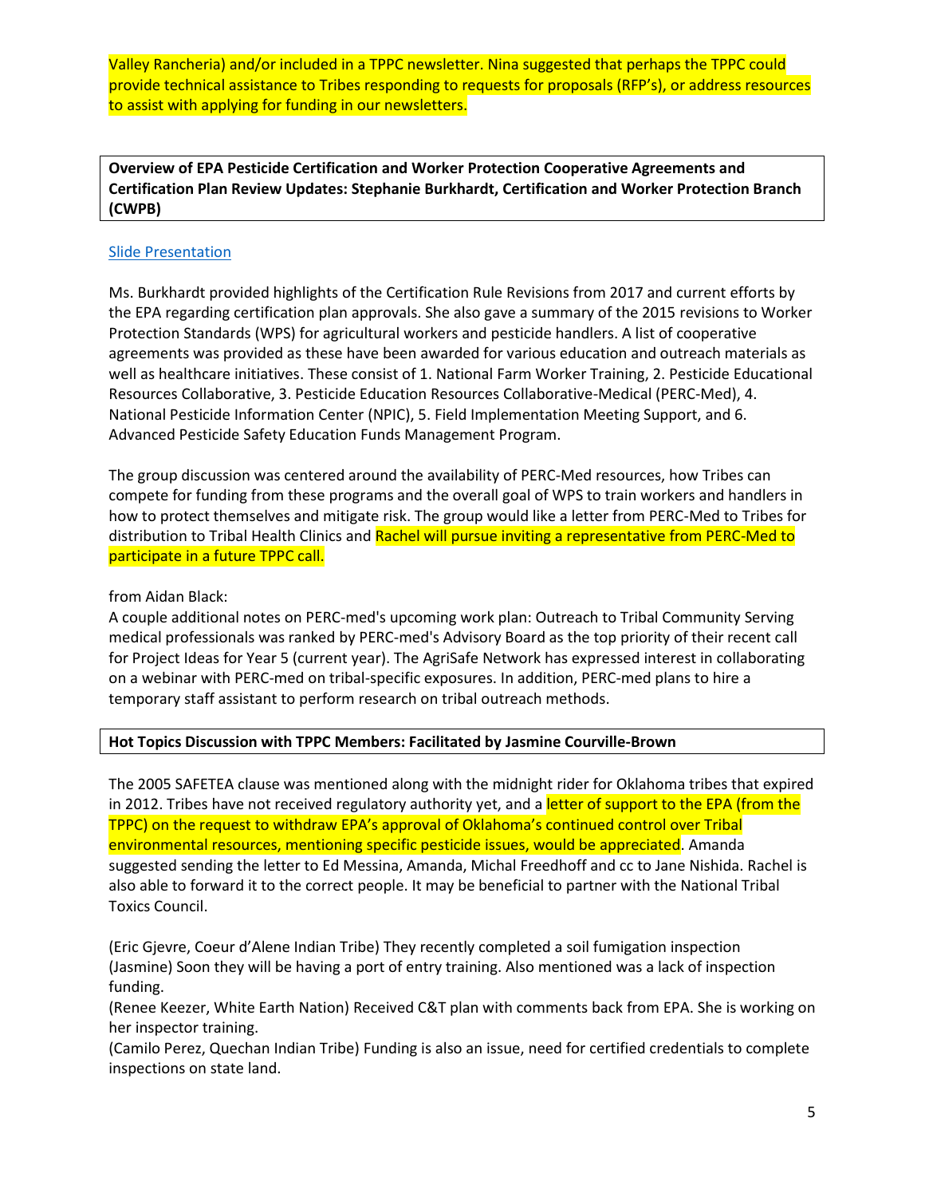Valley Rancheria) and/or included in a TPPC newsletter. Nina suggested that perhaps the TPPC could provide technical assistance to Tribes responding to requests for proposals (RFP's), or address resources to assist with applying for funding in our newsletters.

**Overview of EPA Pesticide Certification and Worker Protection Cooperative Agreements and Certification Plan Review Updates: Stephanie Burkhardt, Certification and Worker Protection Branch (CWPB)**

Slide Presentation

Ms. Burkhardt provided highlights of the Certification Rule Revisions from 2017 and current efforts by the EPA regarding certification plan approvals. She also gave a summary of the 2015 revisions to Worker Protection Standards (WPS) for agricultural workers and pesticide handlers. A list of cooperative agreements was provided as these have been awarded for various education and outreach materials as well as healthcare initiatives. These consist of 1. National Farm Worker Training, 2. Pesticide Educational Resources Collaborative, 3. Pesticide Education Resources Collaborative-Medical (PERC-Med), 4. National Pesticide Information Center (NPIC), 5. Field Implementation Meeting Support, and 6. Advanced Pesticide Safety Education Funds Management Program.

The group discussion was centered around the availability of PERC-Med resources, how Tribes can compete for funding from these programs and the overall goal of WPS to train workers and handlers in how to protect themselves and mitigate risk. The group would like a letter from PERC-Med to Tribes for distribution to Tribal Health Clinics and Rachel will pursue inviting a representative from PERC-Med to participate in a future TPPC call.

from Aidan Black:
A couple additional notes on PERC-med's upcoming work plan: Outreach to Tribal Community Serving medical professionals was ranked by PERC-med's Advisory Board as the top priority of their recent call for Project Ideas for Year 5 (current year). The AgriSafe Network has expressed interest in collaborating on a webinar with PERC-med on tribal-specific exposures. In addition, PERC-med plans to hire a temporary staff assistant to perform research on tribal outreach methods.

**Hot Topics Discussion with TPPC Members: Facilitated by Jasmine Courville-Brown**

The 2005 SAFETEA clause was mentioned along with the midnight rider for Oklahoma tribes that expired in 2012. Tribes have not received regulatory authority yet, and a letter of support to the EPA (from the TPPC) on the request to withdraw EPA's approval of Oklahoma's continued control over Tribal environmental resources, mentioning specific pesticide issues, would be appreciated. Amanda suggested sending the letter to Ed Messina, Amanda, Michal Freedhoff and cc to Jane Nishida. Rachel is also able to forward it to the correct people. It may be beneficial to partner with the National Tribal Toxics Council.

(Eric Gjevre, Coeur d'Alene Indian Tribe) They recently completed a soil fumigation inspection
(Jasmine) Soon they will be having a port of entry training. Also mentioned was a lack of inspection funding.
(Renee Keezer, White Earth Nation) Received C&T plan with comments back from EPA. She is working on her inspector training.
(Camilo Perez, Quechan Indian Tribe) Funding is also an issue, need for certified credentials to complete inspections on state land.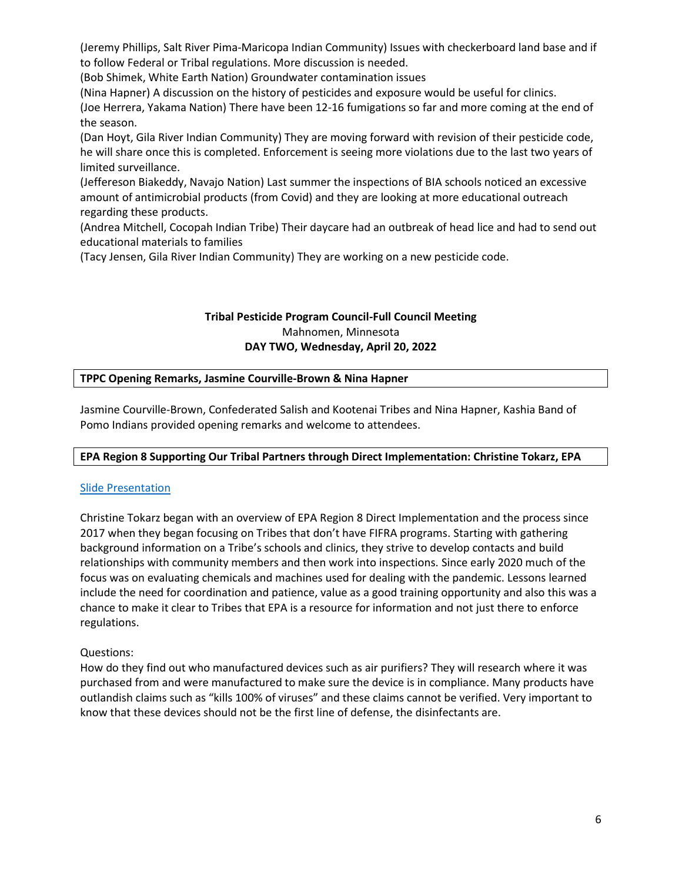(Jeremy Phillips, Salt River Pima-Maricopa Indian Community) Issues with checkerboard land base and if to follow Federal or Tribal regulations. More discussion is needed.

(Bob Shimek, White Earth Nation) Groundwater contamination issues

(Nina Hapner) A discussion on the history of pesticides and exposure would be useful for clinics.

(Joe Herrera, Yakama Nation) There have been 12-16 fumigations so far and more coming at the end of the season.

(Dan Hoyt, Gila River Indian Community) They are moving forward with revision of their pesticide code, he will share once this is completed. Enforcement is seeing more violations due to the last two years of limited surveillance.

(Jeffereson Biakeddy, Navajo Nation) Last summer the inspections of BIA schools noticed an excessive amount of antimicrobial products (from Covid) and they are looking at more educational outreach regarding these products.

(Andrea Mitchell, Cocopah Indian Tribe) Their daycare had an outbreak of head lice and had to send out educational materials to families

(Tacy Jensen, Gila River Indian Community) They are working on a new pesticide code.

**Tribal Pesticide Program Council-Full Council Meeting**
Mahnomen, Minnesota
**DAY TWO, Wednesday, April 20, 2022**

**TPPC Opening Remarks, Jasmine Courville-Brown & Nina Hapner**

Jasmine Courville-Brown, Confederated Salish and Kootenai Tribes and Nina Hapner, Kashia Band of Pomo Indians provided opening remarks and welcome to attendees.

**EPA Region 8 Supporting Our Tribal Partners through Direct Implementation: Christine Tokarz, EPA**

Slide Presentation

Christine Tokarz began with an overview of EPA Region 8 Direct Implementation and the process since 2017 when they began focusing on Tribes that don't have FIFRA programs. Starting with gathering background information on a Tribe's schools and clinics, they strive to develop contacts and build relationships with community members and then work into inspections. Since early 2020 much of the focus was on evaluating chemicals and machines used for dealing with the pandemic. Lessons learned include the need for coordination and patience, value as a good training opportunity and also this was a chance to make it clear to Tribes that EPA is a resource for information and not just there to enforce regulations.

Questions:

How do they find out who manufactured devices such as air purifiers? They will research where it was purchased from and were manufactured to make sure the device is in compliance. Many products have outlandish claims such as "kills 100% of viruses" and these claims cannot be verified. Very important to know that these devices should not be the first line of defense, the disinfectants are.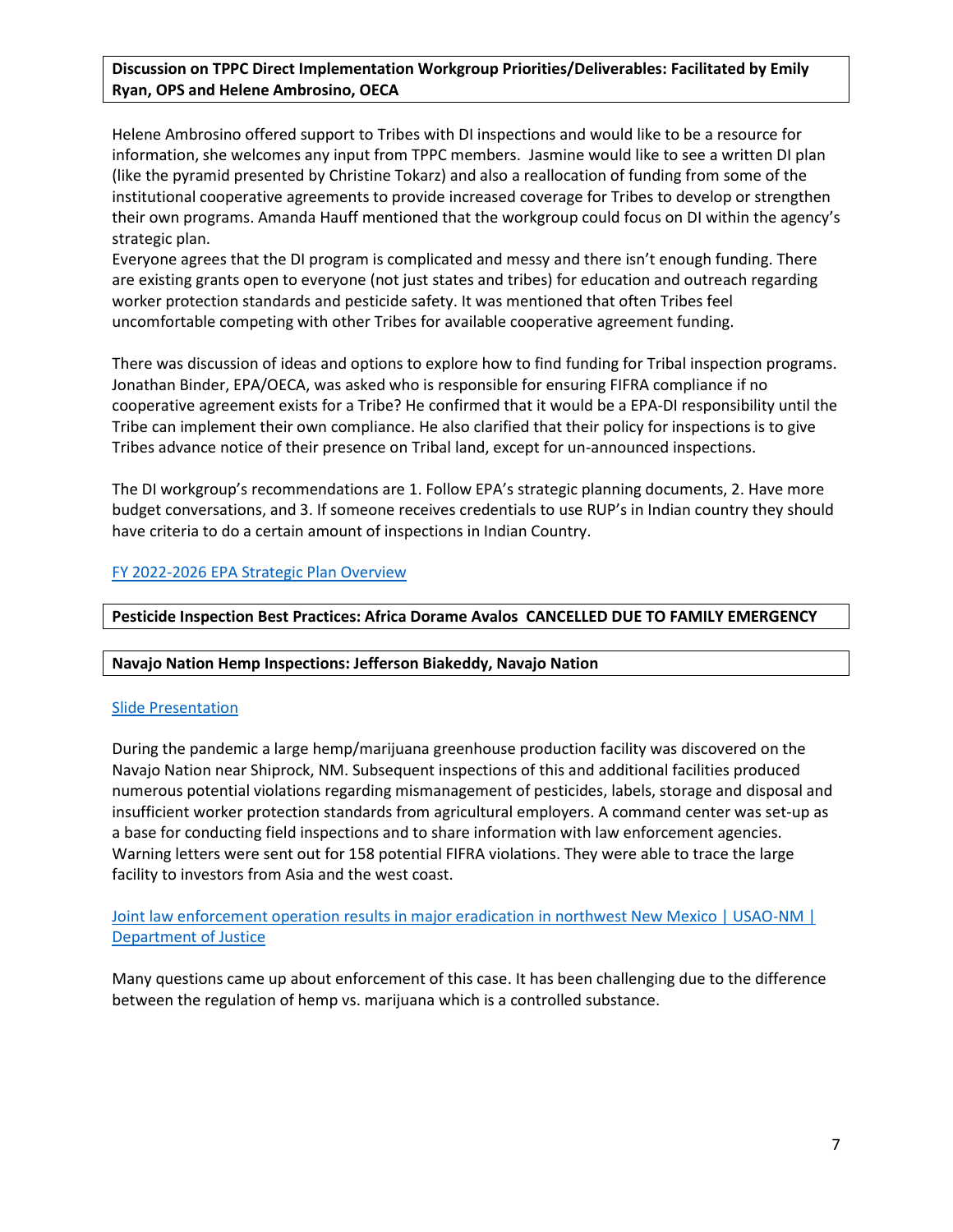**Discussion on TPPC Direct Implementation Workgroup Priorities/Deliverables: Facilitated by Emily Ryan, OPS and Helene Ambrosino, OECA**

Helene Ambrosino offered support to Tribes with DI inspections and would like to be a resource for information, she welcomes any input from TPPC members. Jasmine would like to see a written DI plan (like the pyramid presented by Christine Tokarz) and also a reallocation of funding from some of the institutional cooperative agreements to provide increased coverage for Tribes to develop or strengthen their own programs. Amanda Hauff mentioned that the workgroup could focus on DI within the agency's strategic plan.

Everyone agrees that the DI program is complicated and messy and there isn't enough funding. There are existing grants open to everyone (not just states and tribes) for education and outreach regarding worker protection standards and pesticide safety. It was mentioned that often Tribes feel uncomfortable competing with other Tribes for available cooperative agreement funding.

There was discussion of ideas and options to explore how to find funding for Tribal inspection programs. Jonathan Binder, EPA/OECA, was asked who is responsible for ensuring FIFRA compliance if no cooperative agreement exists for a Tribe? He confirmed that it would be a EPA-DI responsibility until the Tribe can implement their own compliance. He also clarified that their policy for inspections is to give Tribes advance notice of their presence on Tribal land, except for un-announced inspections.

The DI workgroup's recommendations are 1. Follow EPA's strategic planning documents, 2. Have more budget conversations, and 3. If someone receives credentials to use RUP's in Indian country they should have criteria to do a certain amount of inspections in Indian Country.

[FY 2022-2026 EPA Strategic Plan Overview]

**Pesticide Inspection Best Practices: Africa Dorame Avalos CANCELLED DUE TO FAMILY EMERGENCY**

**Navajo Nation Hemp Inspections: Jefferson Biakeddy, Navajo Nation**

[Slide Presentation]

During the pandemic a large hemp/marijuana greenhouse production facility was discovered on the Navajo Nation near Shiprock, NM. Subsequent inspections of this and additional facilities produced numerous potential violations regarding mismanagement of pesticides, labels, storage and disposal and insufficient worker protection standards from agricultural employers. A command center was set-up as a base for conducting field inspections and to share information with law enforcement agencies. Warning letters were sent out for 158 potential FIFRA violations. They were able to trace the large facility to investors from Asia and the west coast.

[Joint law enforcement operation results in major eradication in northwest New Mexico | USAO-NM | Department of Justice]

Many questions came up about enforcement of this case. It has been challenging due to the difference between the regulation of hemp vs. marijuana which is a controlled substance.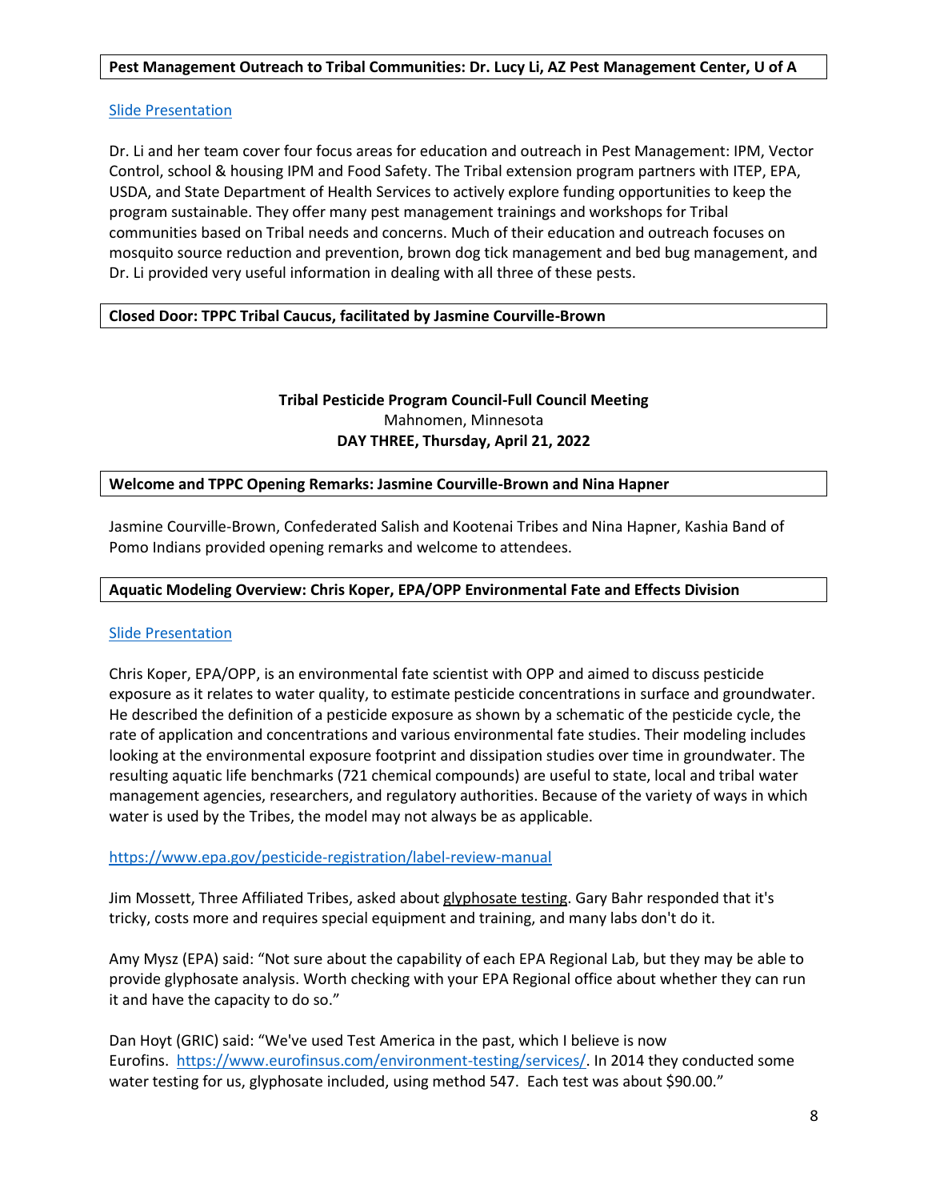**Pest Management Outreach to Tribal Communities: Dr. Lucy Li, AZ Pest Management Center, U of A**

Slide Presentation

Dr. Li and her team cover four focus areas for education and outreach in Pest Management: IPM, Vector Control, school & housing IPM and Food Safety. The Tribal extension program partners with ITEP, EPA, USDA, and State Department of Health Services to actively explore funding opportunities to keep the program sustainable. They offer many pest management trainings and workshops for Tribal communities based on Tribal needs and concerns. Much of their education and outreach focuses on mosquito source reduction and prevention, brown dog tick management and bed bug management, and Dr. Li provided very useful information in dealing with all three of these pests.

**Closed Door: TPPC Tribal Caucus, facilitated by Jasmine Courville-Brown**

## Tribal Pesticide Program Council-Full Council Meeting

Mahnomen, Minnesota

**DAY THREE, Thursday, April 21, 2022**

**Welcome and TPPC Opening Remarks: Jasmine Courville-Brown and Nina Hapner**

Jasmine Courville-Brown, Confederated Salish and Kootenai Tribes and Nina Hapner, Kashia Band of Pomo Indians provided opening remarks and welcome to attendees.

**Aquatic Modeling Overview: Chris Koper, EPA/OPP Environmental Fate and Effects Division**

Slide Presentation

Chris Koper, EPA/OPP, is an environmental fate scientist with OPP and aimed to discuss pesticide exposure as it relates to water quality, to estimate pesticide concentrations in surface and groundwater. He described the definition of a pesticide exposure as shown by a schematic of the pesticide cycle, the rate of application and concentrations and various environmental fate studies. Their modeling includes looking at the environmental exposure footprint and dissipation studies over time in groundwater. The resulting aquatic life benchmarks (721 chemical compounds) are useful to state, local and tribal water management agencies, researchers, and regulatory authorities. Because of the variety of ways in which water is used by the Tribes, the model may not always be as applicable.

https://www.epa.gov/pesticide-registration/label-review-manual

Jim Mossett, Three Affiliated Tribes, asked about glyphosate testing. Gary Bahr responded that it's tricky, costs more and requires special equipment and training, and many labs don't do it.

Amy Mysz (EPA) said: "Not sure about the capability of each EPA Regional Lab, but they may be able to provide glyphosate analysis. Worth checking with your EPA Regional office about whether they can run it and have the capacity to do so."

Dan Hoyt (GRIC) said: "We've used Test America in the past, which I believe is now Eurofins. https://www.eurofinsus.com/environment-testing/services/. In 2014 they conducted some water testing for us, glyphosate included, using method 547. Each test was about $90.00."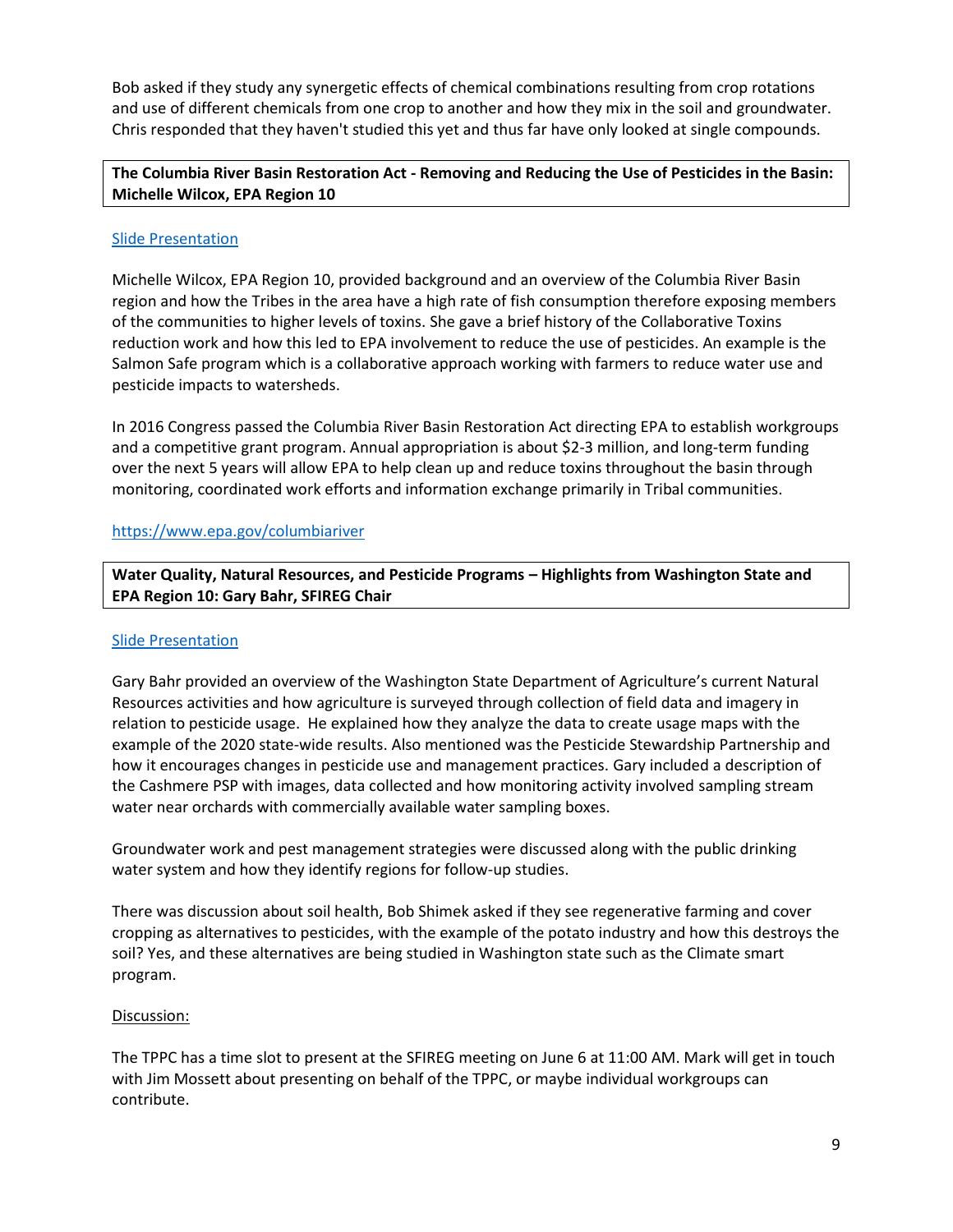Bob asked if they study any synergetic effects of chemical combinations resulting from crop rotations and use of different chemicals from one crop to another and how they mix in the soil and groundwater. Chris responded that they haven't studied this yet and thus far have only looked at single compounds.

**The Columbia River Basin Restoration Act - Removing and Reducing the Use of Pesticides in the Basin: Michelle Wilcox, EPA Region 10**

[Slide Presentation]

Michelle Wilcox, EPA Region 10, provided background and an overview of the Columbia River Basin region and how the Tribes in the area have a high rate of fish consumption therefore exposing members of the communities to higher levels of toxins. She gave a brief history of the Collaborative Toxins reduction work and how this led to EPA involvement to reduce the use of pesticides. An example is the Salmon Safe program which is a collaborative approach working with farmers to reduce water use and pesticide impacts to watersheds.

In 2016 Congress passed the Columbia River Basin Restoration Act directing EPA to establish workgroups and a competitive grant program. Annual appropriation is about $2-3 million, and long-term funding over the next 5 years will allow EPA to help clean up and reduce toxins throughout the basin through monitoring, coordinated work efforts and information exchange primarily in Tribal communities.

https://www.epa.gov/columbiariver

**Water Quality, Natural Resources, and Pesticide Programs – Highlights from Washington State and EPA Region 10: Gary Bahr, SFIREG Chair**

[Slide Presentation]

Gary Bahr provided an overview of the Washington State Department of Agriculture's current Natural Resources activities and how agriculture is surveyed through collection of field data and imagery in relation to pesticide usage. He explained how they analyze the data to create usage maps with the example of the 2020 state-wide results. Also mentioned was the Pesticide Stewardship Partnership and how it encourages changes in pesticide use and management practices. Gary included a description of the Cashmere PSP with images, data collected and how monitoring activity involved sampling stream water near orchards with commercially available water sampling boxes.

Groundwater work and pest management strategies were discussed along with the public drinking water system and how they identify regions for follow-up studies.

There was discussion about soil health, Bob Shimek asked if they see regenerative farming and cover cropping as alternatives to pesticides, with the example of the potato industry and how this destroys the soil? Yes, and these alternatives are being studied in Washington state such as the Climate smart program.

Discussion:

The TPPC has a time slot to present at the SFIREG meeting on June 6 at 11:00 AM. Mark will get in touch with Jim Mossett about presenting on behalf of the TPPC, or maybe individual workgroups can contribute.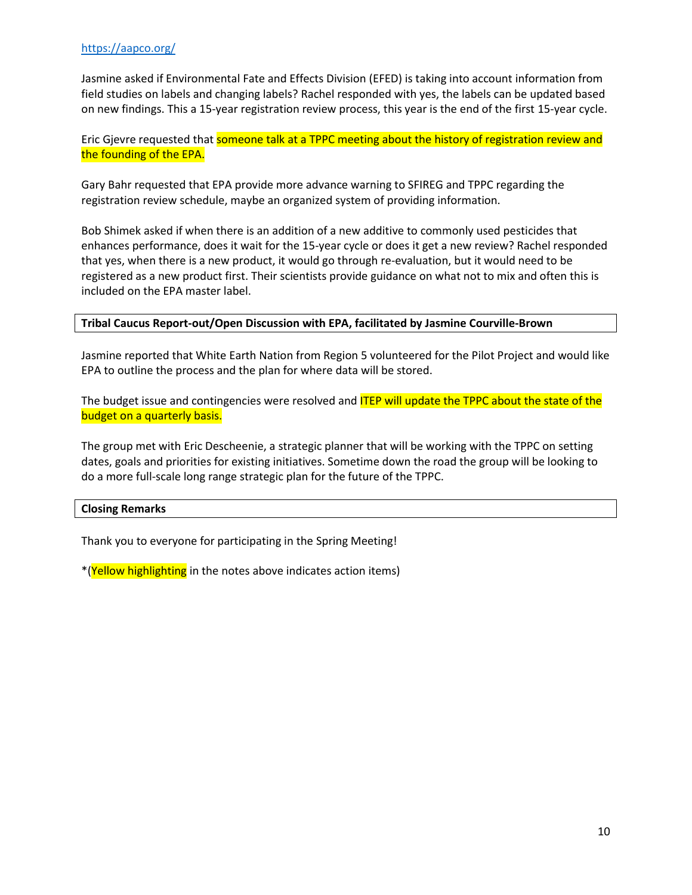https://aapco.org/

Jasmine asked if Environmental Fate and Effects Division (EFED) is taking into account information from field studies on labels and changing labels? Rachel responded with yes, the labels can be updated based on new findings. This a 15-year registration review process, this year is the end of the first 15-year cycle.

Eric Gjevre requested that someone talk at a TPPC meeting about the history of registration review and the founding of the EPA.

Gary Bahr requested that EPA provide more advance warning to SFIREG and TPPC regarding the registration review schedule, maybe an organized system of providing information.

Bob Shimek asked if when there is an addition of a new additive to commonly used pesticides that enhances performance, does it wait for the 15-year cycle or does it get a new review? Rachel responded that yes, when there is a new product, it would go through re-evaluation, but it would need to be registered as a new product first. Their scientists provide guidance on what not to mix and often this is included on the EPA master label.

**Tribal Caucus Report-out/Open Discussion with EPA, facilitated by Jasmine Courville-Brown**

Jasmine reported that White Earth Nation from Region 5 volunteered for the Pilot Project and would like EPA to outline the process and the plan for where data will be stored.

The budget issue and contingencies were resolved and ITEP will update the TPPC about the state of the budget on a quarterly basis.

The group met with Eric Descheenie, a strategic planner that will be working with the TPPC on setting dates, goals and priorities for existing initiatives. Sometime down the road the group will be looking to do a more full-scale long range strategic plan for the future of the TPPC.

**Closing Remarks**

Thank you to everyone for participating in the Spring Meeting!

*(Yellow highlighting in the notes above indicates action items)